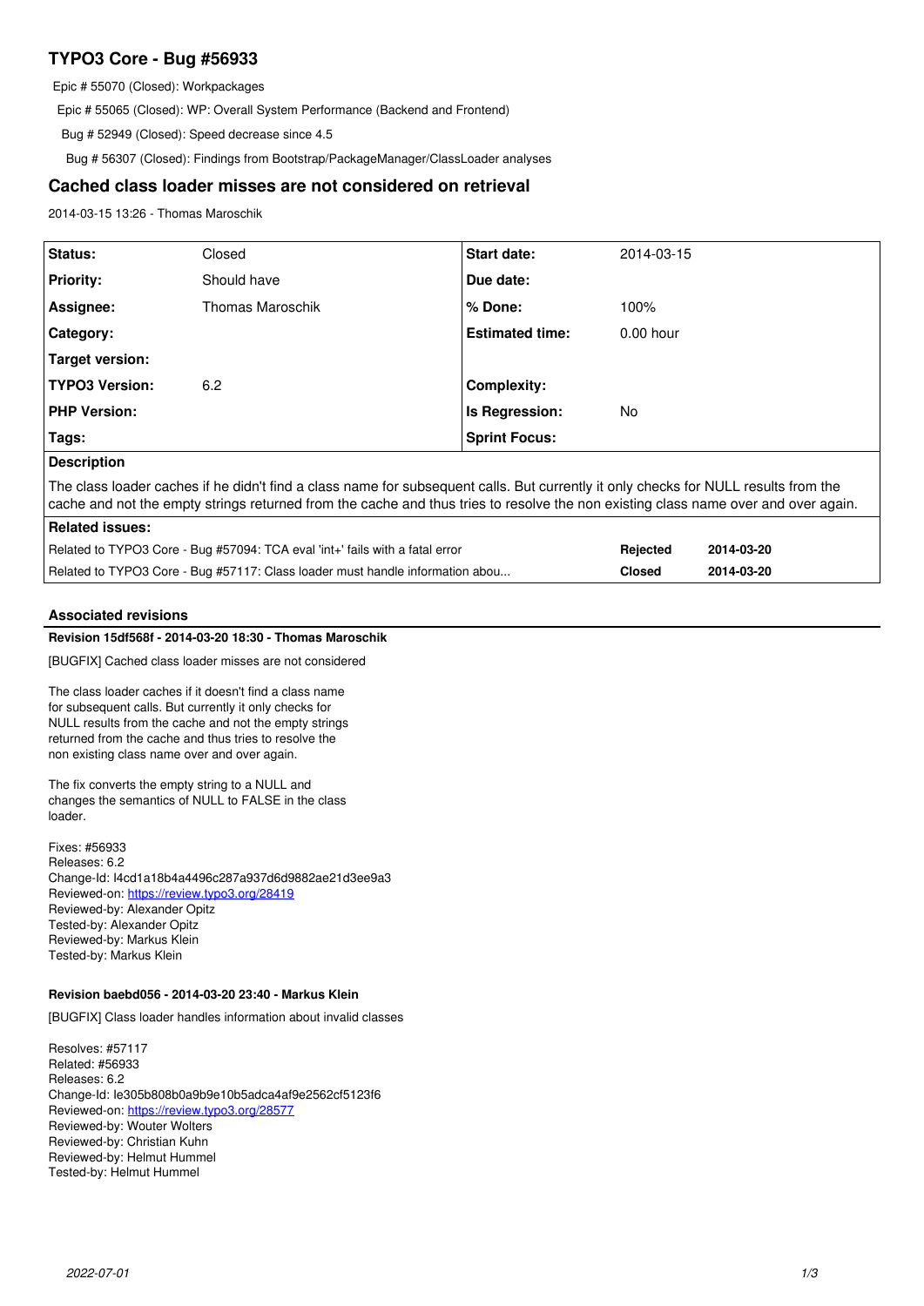# TYPO3 Core - Bug #56933

Epic # 55070 (Closed): Workpackages

Epic # 55065 (Closed): WP: Overall System Performance (Backend and Frontend)

Bug # 52949 (Closed): Speed decrease since 4.5

Bug # 56307 (Closed): Findings from Bootstrap/PackageManager/ClassLoader analyses

## Cached class loader misses are not considered on retrieval

2014-03-15 13:26 - Thomas Maroschik

| | | | |
|---|---|---|---|
| **Status:** | Closed | **Start date:** | 2014-03-15 |
| **Priority:** | Should have | **Due date:** | |
| **Assignee:** | Thomas Maroschik | **% Done:** | 100% |
| **Category:** | | **Estimated time:** | 0.00 hour |
| **Target version:** | | | |
| **TYPO3 Version:** | 6.2 | **Complexity:** | |
| **PHP Version:** | | **Is Regression:** | No |
| **Tags:** | | **Sprint Focus:** | |

**Description**

The class loader caches if he didn't find a class name for subsequent calls. But currently it only checks for NULL results from the cache and not the empty strings returned from the cache and thus tries to resolve the non existing class name over and over again.

**Related issues:**

| | | |
|---|---|---|
| Related to TYPO3 Core - Bug #57094: TCA eval 'int+' fails with a fatal error | **Rejected** | **2014-03-20** |
| Related to TYPO3 Core - Bug #57117: Class loader must handle information abou... | **Closed** | **2014-03-20** |

### Associated revisions

**Revision 15df568f - 2014-03-20 18:30 - Thomas Maroschik**

[BUGFIX] Cached class loader misses are not considered

The class loader caches if it doesn't find a class name for subsequent calls. But currently it only checks for NULL results from the cache and not the empty strings returned from the cache and thus tries to resolve the non existing class name over and over again.

The fix converts the empty string to a NULL and changes the semantics of NULL to FALSE in the class loader.

Fixes: #56933
Releases: 6.2
Change-Id: I4cd1a18b4a4496c287a937d6d9882ae21d3ee9a3
Reviewed-on: https://review.typo3.org/28419
Reviewed-by: Alexander Opitz
Tested-by: Alexander Opitz
Reviewed-by: Markus Klein
Tested-by: Markus Klein

**Revision baebd056 - 2014-03-20 23:40 - Markus Klein**

[BUGFIX] Class loader handles information about invalid classes

Resolves: #57117
Related: #56933
Releases: 6.2
Change-Id: Ie305b808b0a9b9e10b5adca4af9e2562cf5123f6
Reviewed-on: https://review.typo3.org/28577
Reviewed-by: Wouter Wolters
Reviewed-by: Christian Kuhn
Reviewed-by: Helmut Hummel
Tested-by: Helmut Hummel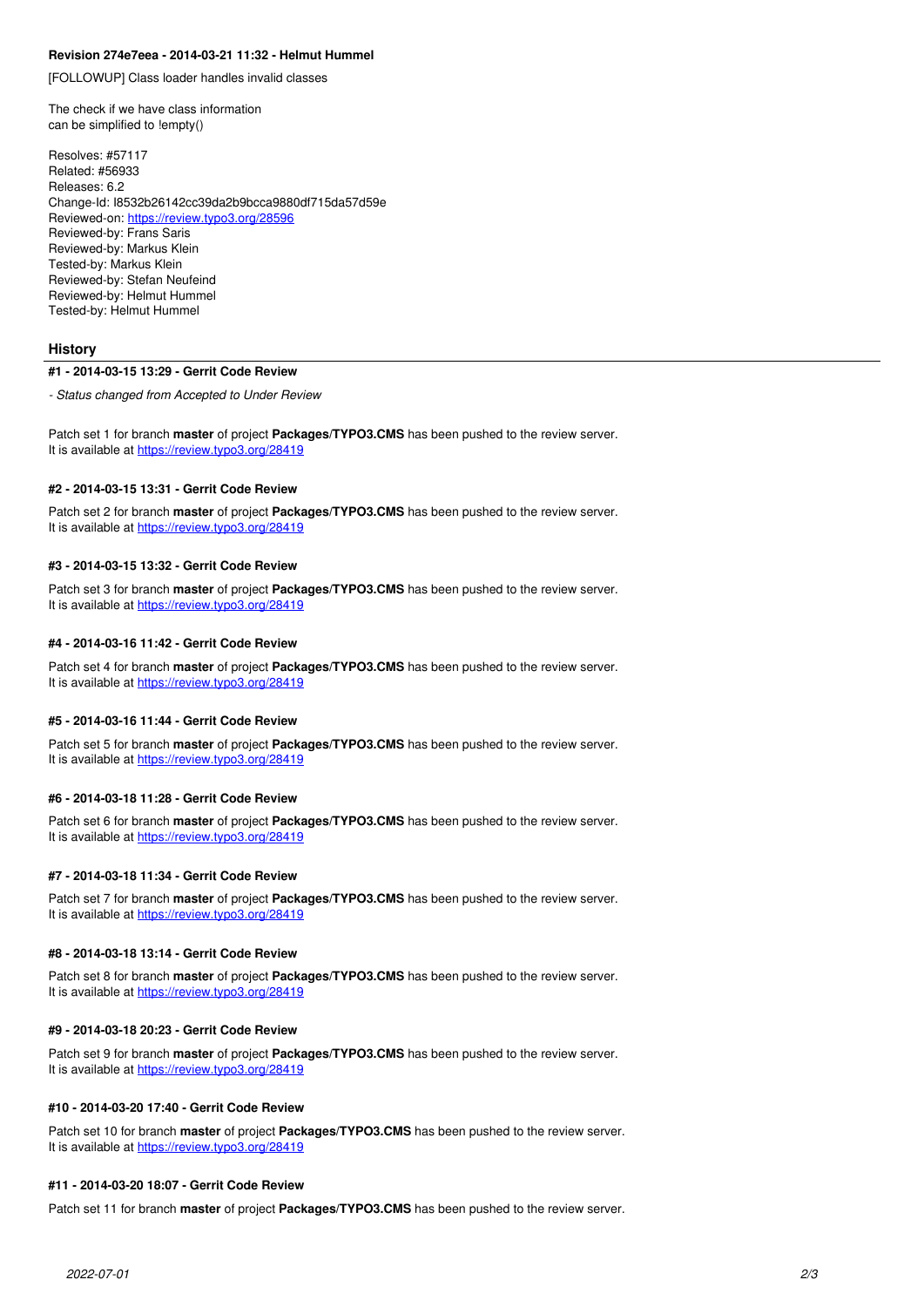**Revision 274e7eea - 2014-03-21 11:32 - Helmut Hummel**

[FOLLOWUP] Class loader handles invalid classes

The check if we have class information
can be simplified to !empty()

Resolves: #57117
Related: #56933
Releases: 6.2
Change-Id: I8532b26142cc39da2b9bcca9880df715da57d59e
Reviewed-on: https://review.typo3.org/28596
Reviewed-by: Frans Saris
Reviewed-by: Markus Klein
Tested-by: Markus Klein
Reviewed-by: Stefan Neufeind
Reviewed-by: Helmut Hummel
Tested-by: Helmut Hummel

## History

#### #1 - 2014-03-15 13:29 - Gerrit Code Review

*- Status changed from Accepted to Under Review*

Patch set 1 for branch **master** of project **Packages/TYPO3.CMS** has been pushed to the review server.
It is available at https://review.typo3.org/28419

#### #2 - 2014-03-15 13:31 - Gerrit Code Review

Patch set 2 for branch **master** of project **Packages/TYPO3.CMS** has been pushed to the review server.
It is available at https://review.typo3.org/28419

#### #3 - 2014-03-15 13:32 - Gerrit Code Review

Patch set 3 for branch **master** of project **Packages/TYPO3.CMS** has been pushed to the review server.
It is available at https://review.typo3.org/28419

#### #4 - 2014-03-16 11:42 - Gerrit Code Review

Patch set 4 for branch **master** of project **Packages/TYPO3.CMS** has been pushed to the review server.
It is available at https://review.typo3.org/28419

#### #5 - 2014-03-16 11:44 - Gerrit Code Review

Patch set 5 for branch **master** of project **Packages/TYPO3.CMS** has been pushed to the review server.
It is available at https://review.typo3.org/28419

#### #6 - 2014-03-18 11:28 - Gerrit Code Review

Patch set 6 for branch **master** of project **Packages/TYPO3.CMS** has been pushed to the review server.
It is available at https://review.typo3.org/28419

#### #7 - 2014-03-18 11:34 - Gerrit Code Review

Patch set 7 for branch **master** of project **Packages/TYPO3.CMS** has been pushed to the review server.
It is available at https://review.typo3.org/28419

#### #8 - 2014-03-18 13:14 - Gerrit Code Review

Patch set 8 for branch **master** of project **Packages/TYPO3.CMS** has been pushed to the review server.
It is available at https://review.typo3.org/28419

#### #9 - 2014-03-18 20:23 - Gerrit Code Review

Patch set 9 for branch **master** of project **Packages/TYPO3.CMS** has been pushed to the review server.
It is available at https://review.typo3.org/28419

#### #10 - 2014-03-20 17:40 - Gerrit Code Review

Patch set 10 for branch **master** of project **Packages/TYPO3.CMS** has been pushed to the review server.
It is available at https://review.typo3.org/28419

#### #11 - 2014-03-20 18:07 - Gerrit Code Review

Patch set 11 for branch **master** of project **Packages/TYPO3.CMS** has been pushed to the review server.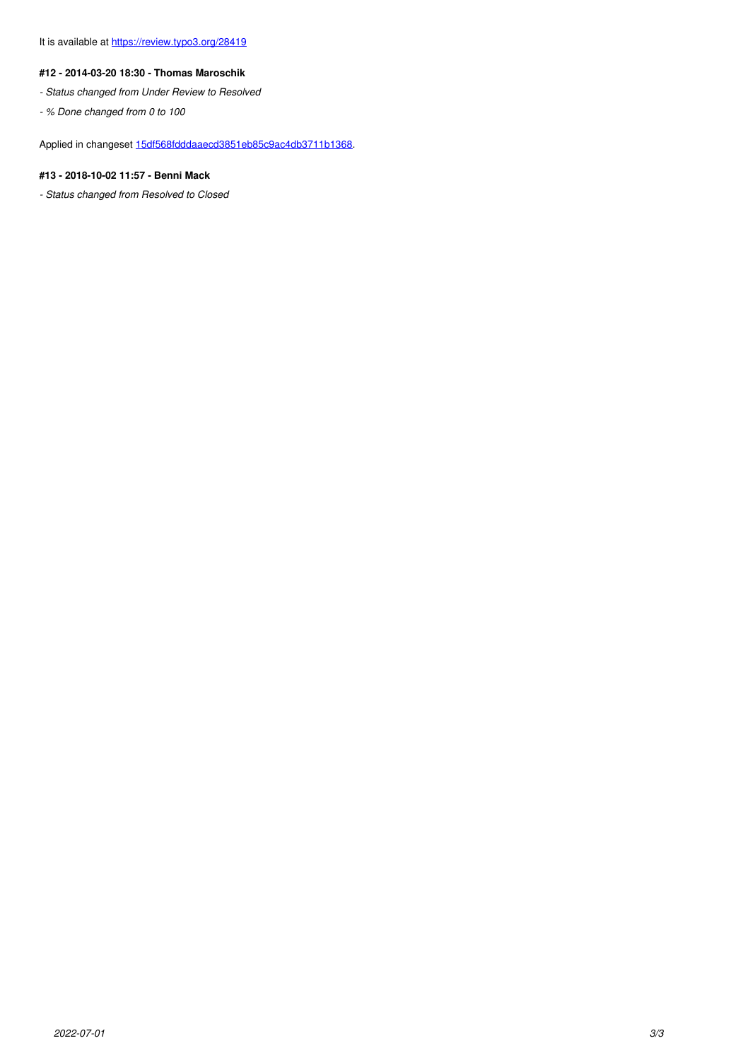It is available at https://review.typo3.org/28419

#### #12 - 2014-03-20 18:30 - Thomas Maroschik

*- Status changed from Under Review to Resolved*

*- % Done changed from 0 to 100*

Applied in changeset 15df568fdddaaecd3851eb85c9ac4db3711b1368.

#### #13 - 2018-10-02 11:57 - Benni Mack

*- Status changed from Resolved to Closed*